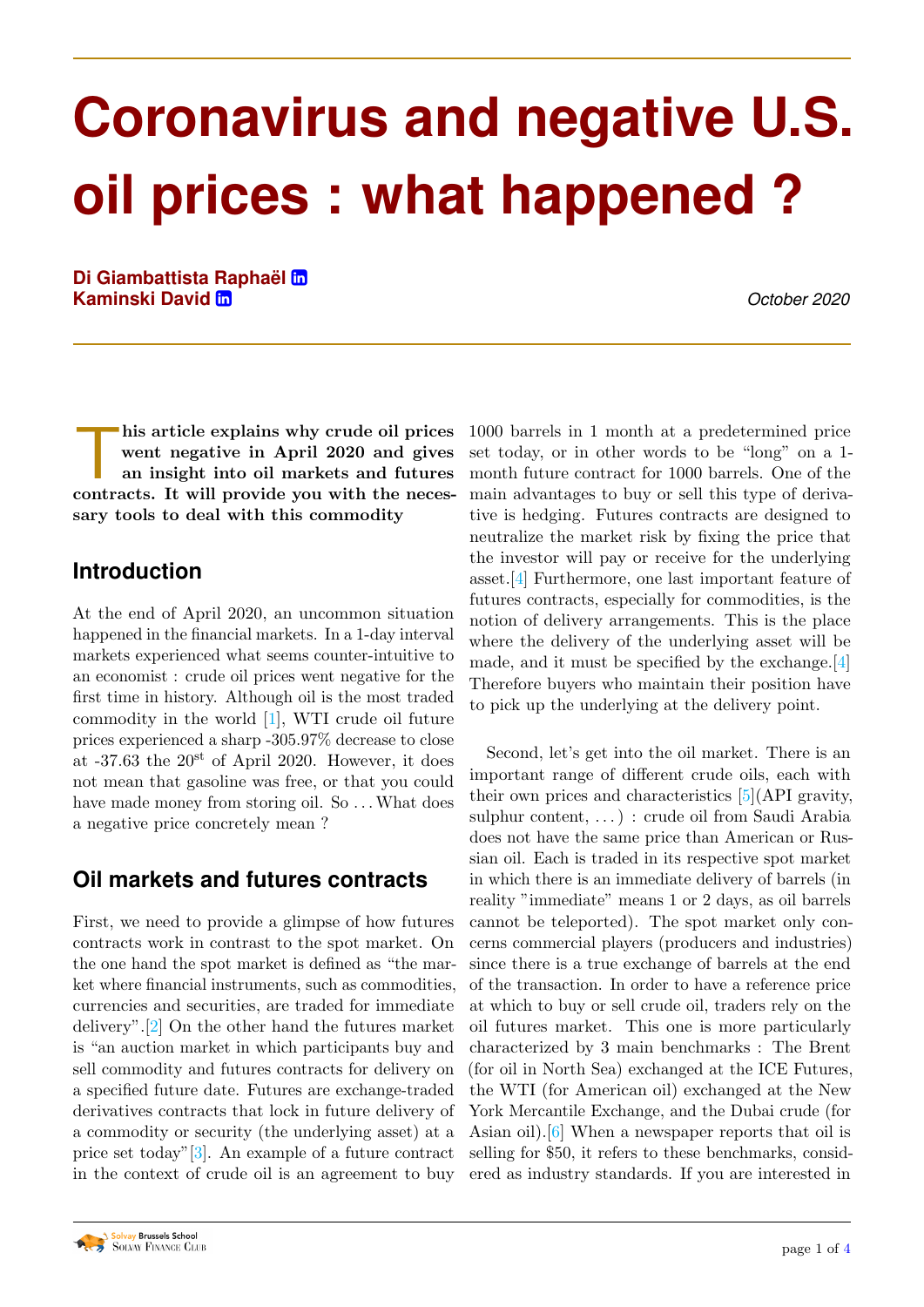# Coronavirus and negative U.S. oil prices : what happened ?

**Di Giambattista Raphaël**
**Kaminski David**

*October 2020*

**This article explains why crude oil prices went negative in April 2020 and gives an insight into oil markets and futures contracts. It will provide you with the necessary tools to deal with this commodity**

## Introduction

At the end of April 2020, an uncommon situation happened in the financial markets. In a 1-day interval markets experienced what seems counter-intuitive to an economist : crude oil prices went negative for the first time in history. Although oil is the most traded commodity in the world [1], WTI crude oil future prices experienced a sharp -305.97% decrease to close at -37.63 the 20st of April 2020. However, it does not mean that gasoline was free, or that you could have made money from storing oil. So ... What does a negative price concretely mean ?

## Oil markets and futures contracts

First, we need to provide a glimpse of how futures contracts work in contrast to the spot market. On the one hand the spot market is defined as "the market where financial instruments, such as commodities, currencies and securities, are traded for immediate delivery".[2] On the other hand the futures market is "an auction market in which participants buy and sell commodity and futures contracts for delivery on a specified future date. Futures are exchange-traded derivatives contracts that lock in future delivery of a commodity or security (the underlying asset) at a price set today"[3]. An example of a future contract in the context of crude oil is an agreement to buy 1000 barrels in 1 month at a predetermined price set today, or in other words to be "long" on a 1-month future contract for 1000 barrels. One of the main advantages to buy or sell this type of derivative is hedging. Futures contracts are designed to neutralize the market risk by fixing the price that the investor will pay or receive for the underlying asset.[4] Furthermore, one last important feature of futures contracts, especially for commodities, is the notion of delivery arrangements. This is the place where the delivery of the underlying asset will be made, and it must be specified by the exchange.[4] Therefore buyers who maintain their position have to pick up the underlying at the delivery point.

Second, let's get into the oil market. There is an important range of different crude oils, each with their own prices and characteristics [5](API gravity, sulphur content, ...) : crude oil from Saudi Arabia does not have the same price than American or Russian oil. Each is traded in its respective spot market in which there is an immediate delivery of barrels (in reality "immediate" means 1 or 2 days, as oil barrels cannot be teleported). The spot market only concerns commercial players (producers and industries) since there is a true exchange of barrels at the end of the transaction. In order to have a reference price at which to buy or sell crude oil, traders rely on the oil futures market. This one is more particularly characterized by 3 main benchmarks : The Brent (for oil in North Sea) exchanged at the ICE Futures, the WTI (for American oil) exchanged at the New York Mercantile Exchange, and the Dubai crude (for Asian oil).[6] When a newspaper reports that oil is selling for $50, it refers to these benchmarks, considered as industry standards. If you are interested in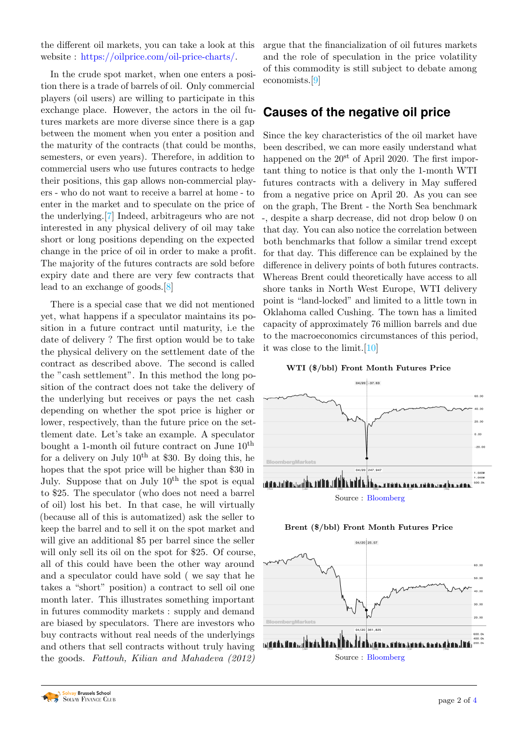the different oil markets, you can take a look at this website : https://oilprice.com/oil-price-charts/.

In the crude spot market, when one enters a position there is a trade of barrels of oil. Only commercial players (oil users) are willing to participate in this exchange place. However, the actors in the oil futures markets are more diverse since there is a gap between the moment when you enter a position and the maturity of the contracts (that could be months, semesters, or even years). Therefore, in addition to commercial users who use futures contracts to hedge their positions, this gap allows non-commercial players - who do not want to receive a barrel at home - to enter in the market and to speculate on the price of the underlying.[7] Indeed, arbitrageurs who are not interested in any physical delivery of oil may take short or long positions depending on the expected change in the price of oil in order to make a profit. The majority of the futures contracts are sold before expiry date and there are very few contracts that lead to an exchange of goods.[8]

There is a special case that we did not mentioned yet, what happens if a speculator maintains its position in a future contract until maturity, i.e the date of delivery ? The first option would be to take the physical delivery on the settlement date of the contract as described above. The second is called the "cash settlement". In this method the long position of the contract does not take the delivery of the underlying but receives or pays the net cash depending on whether the spot price is higher or lower, respectively, than the future price on the settlement date. Let's take an example. A speculator bought a 1-month oil future contract on June 10$^{th}$ for a delivery on July 10$^{th}$ at \$30. By doing this, he hopes that the spot price will be higher than \$30 in July. Suppose that on July 10$^{th}$ the spot is equal to \$25. The speculator (who does not need a barrel of oil) lost his bet. In that case, he will virtually (because all of this is automatized) ask the seller to keep the barrel and to sell it on the spot market and will give an additional \$5 per barrel since the seller will only sell its oil on the spot for \$25. Of course, all of this could have been the other way around and a speculator could have sold ( we say that he takes a "short" position) a contract to sell oil one month later. This illustrates something important in futures commodity markets : supply and demand are biased by speculators. There are investors who buy contracts without real needs of the underlyings and others that sell contracts without truly having the goods. *Fattouh, Kilian and Mahadeva (2012)* argue that the financialization of oil futures markets and the role of speculation in the price volatility of this commodity is still subject to debate among economists.[9]

## Causes of the negative oil price

Since the key characteristics of the oil market have been described, we can more easily understand what happened on the 20$^{st}$ of April 2020. The first important thing to notice is that only the 1-month WTI futures contracts with a delivery in May suffered from a negative price on April 20. As you can see on the graph, The Brent - the North Sea benchmark -, despite a sharp decrease, did not drop below 0 on that day. You can also notice the correlation between both benchmarks that follow a similar trend except for that day. This difference can be explained by the difference in delivery points of both futures contracts. Whereas Brent could theoretically have access to all shore tanks in North West Europe, WTI delivery point is "land-locked" and limited to a little town in Oklahoma called Cushing. The town has a limited capacity of approximately 76 million barrels and due to the macroeconomics circumstances of this period, it was close to the limit.[10]

**WTI (\$/bbl) Front Month Futures Price**

Source : Bloomberg

**Brent (\$/bbl) Front Month Futures Price**

Source : Bloomberg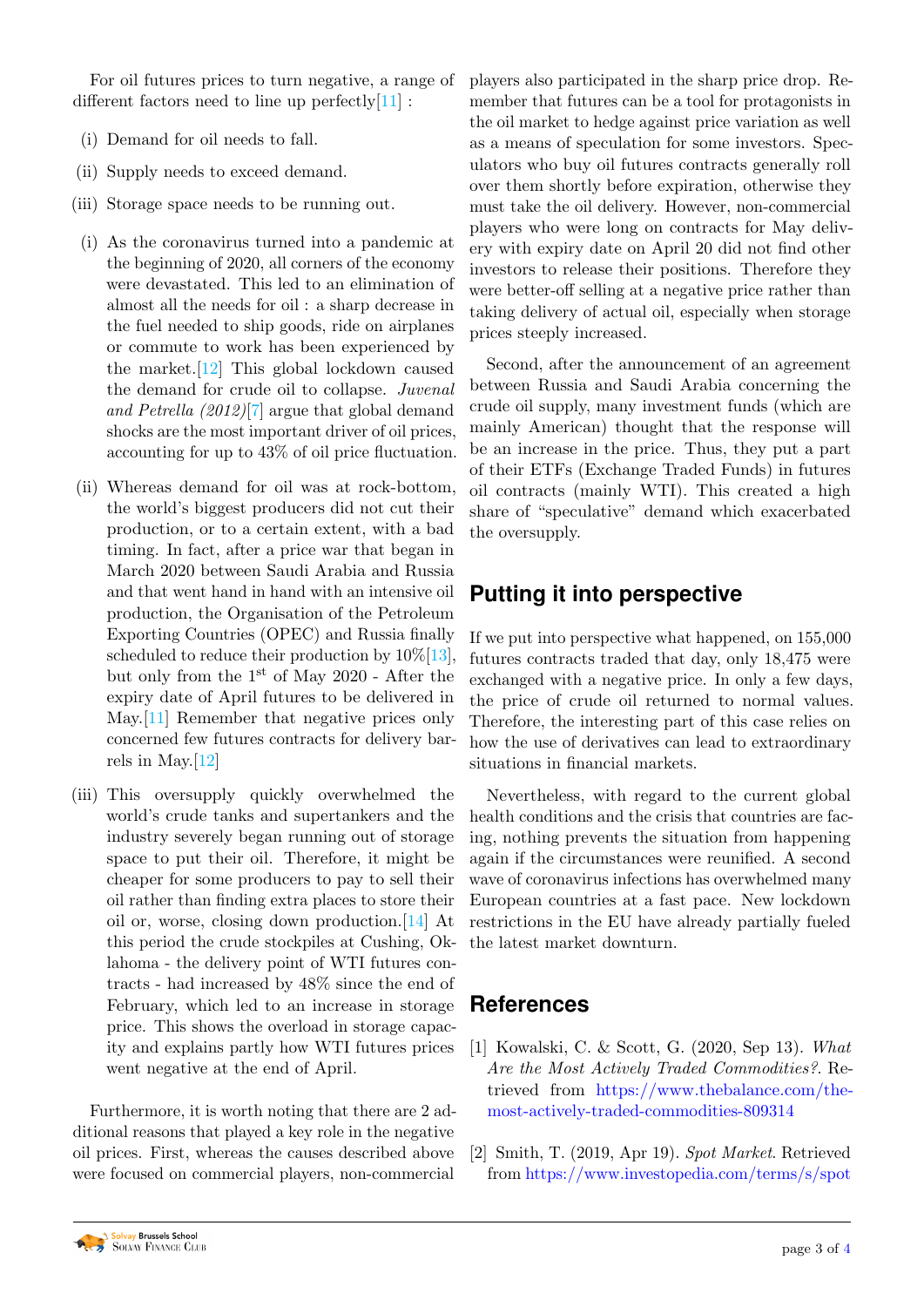For oil futures prices to turn negative, a range of different factors need to line up perfectly[11] :

(i) Demand for oil needs to fall.

(ii) Supply needs to exceed demand.

(iii) Storage space needs to be running out.

(i) As the coronavirus turned into a pandemic at the beginning of 2020, all corners of the economy were devastated. This led to an elimination of almost all the needs for oil : a sharp decrease in the fuel needed to ship goods, ride on airplanes or commute to work has been experienced by the market.[12] This global lockdown caused the demand for crude oil to collapse. *Juvenal and Petrella (2012)*[7] argue that global demand shocks are the most important driver of oil prices, accounting for up to 43% of oil price fluctuation.

(ii) Whereas demand for oil was at rock-bottom, the world's biggest producers did not cut their production, or to a certain extent, with a bad timing. In fact, after a price war that began in March 2020 between Saudi Arabia and Russia and that went hand in hand with an intensive oil production, the Organisation of the Petroleum Exporting Countries (OPEC) and Russia finally scheduled to reduce their production by 10%[13], but only from the 1st of May 2020 - After the expiry date of April futures to be delivered in May.[11] Remember that negative prices only concerned few futures contracts for delivery barrels in May.[12]

(iii) This oversupply quickly overwhelmed the world's crude tanks and supertankers and the industry severely began running out of storage space to put their oil. Therefore, it might be cheaper for some producers to pay to sell their oil rather than finding extra places to store their oil or, worse, closing down production.[14] At this period the crude stockpiles at Cushing, Oklahoma - the delivery point of WTI futures contracts - had increased by 48% since the end of February, which led to an increase in storage price. This shows the overload in storage capacity and explains partly how WTI futures prices went negative at the end of April.

Furthermore, it is worth noting that there are 2 additional reasons that played a key role in the negative oil prices. First, whereas the causes described above were focused on commercial players, non-commercial players also participated in the sharp price drop. Remember that futures can be a tool for protagonists in the oil market to hedge against price variation as well as a means of speculation for some investors. Speculators who buy oil futures contracts generally roll over them shortly before expiration, otherwise they must take the oil delivery. However, non-commercial players who were long on contracts for May delivery with expiry date on April 20 did not find other investors to release their positions. Therefore they were better-off selling at a negative price rather than taking delivery of actual oil, especially when storage prices steeply increased.

Second, after the announcement of an agreement between Russia and Saudi Arabia concerning the crude oil supply, many investment funds (which are mainly American) thought that the response will be an increase in the price. Thus, they put a part of their ETFs (Exchange Traded Funds) in futures oil contracts (mainly WTI). This created a high share of "speculative" demand which exacerbated the oversupply.

## Putting it into perspective

If we put into perspective what happened, on 155,000 futures contracts traded that day, only 18,475 were exchanged with a negative price. In only a few days, the price of crude oil returned to normal values. Therefore, the interesting part of this case relies on how the use of derivatives can lead to extraordinary situations in financial markets.

Nevertheless, with regard to the current global health conditions and the crisis that countries are facing, nothing prevents the situation from happening again if the circumstances were reunified. A second wave of coronavirus infections has overwhelmed many European countries at a fast pace. New lockdown restrictions in the EU have already partially fueled the latest market downturn.

## References

[1] Kowalski, C. & Scott, G. (2020, Sep 13). *What Are the Most Actively Traded Commodities?*. Retrieved from https://www.thebalance.com/the-most-actively-traded-commodities-809314

[2] Smith, T. (2019, Apr 19). *Spot Market*. Retrieved from https://www.investopedia.com/terms/s/spot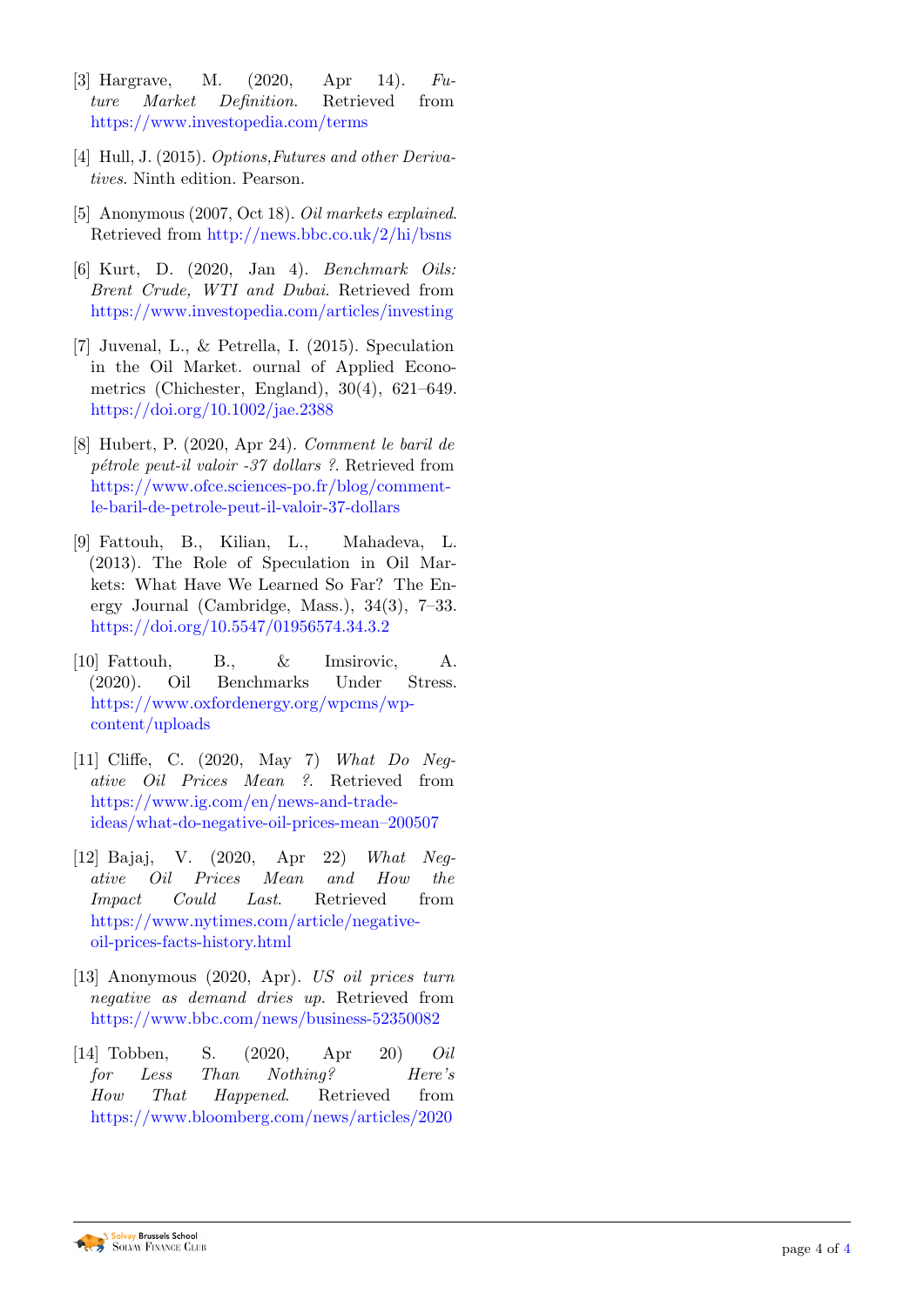[3] Hargrave, M. (2020, Apr 14). *Future Market Definition*. Retrieved from https://www.investopedia.com/terms

[4] Hull, J. (2015). *Options,Futures and other Derivatives*. Ninth edition. Pearson.

[5] Anonymous (2007, Oct 18). *Oil markets explained*. Retrieved from http://news.bbc.co.uk/2/hi/bsns

[6] Kurt, D. (2020, Jan 4). *Benchmark Oils: Brent Crude, WTI and Dubai*. Retrieved from https://www.investopedia.com/articles/investing

[7] Juvenal, L., & Petrella, I. (2015). Speculation in the Oil Market. ournal of Applied Econometrics (Chichester, England), 30(4), 621–649. https://doi.org/10.1002/jae.2388

[8] Hubert, P. (2020, Apr 24). *Comment le baril de pétrole peut-il valoir -37 dollars ?*. Retrieved from https://www.ofce.sciences-po.fr/blog/comment-le-baril-de-petrole-peut-il-valoir-37-dollars

[9] Fattouh, B., Kilian, L., Mahadeva, L. (2013). The Role of Speculation in Oil Markets: What Have We Learned So Far? The Energy Journal (Cambridge, Mass.), 34(3), 7–33. https://doi.org/10.5547/01956574.34.3.2

[10] Fattouh, B., & Imsirovic, A. (2020). Oil Benchmarks Under Stress. https://www.oxfordenergy.org/wpcms/wp-content/uploads

[11] Cliffe, C. (2020, May 7) *What Do Negative Oil Prices Mean ?*. Retrieved from https://www.ig.com/en/news-and-trade-ideas/what-do-negative-oil-prices-mean–200507

[12] Bajaj, V. (2020, Apr 22) *What Negative Oil Prices Mean and How the Impact Could Last*. Retrieved from https://www.nytimes.com/article/negative-oil-prices-facts-history.html

[13] Anonymous (2020, Apr). *US oil prices turn negative as demand dries up*. Retrieved from https://www.bbc.com/news/business-52350082

[14] Tobben, S. (2020, Apr 20) *Oil for Less Than Nothing? Here's How That Happened*. Retrieved from https://www.bloomberg.com/news/articles/2020